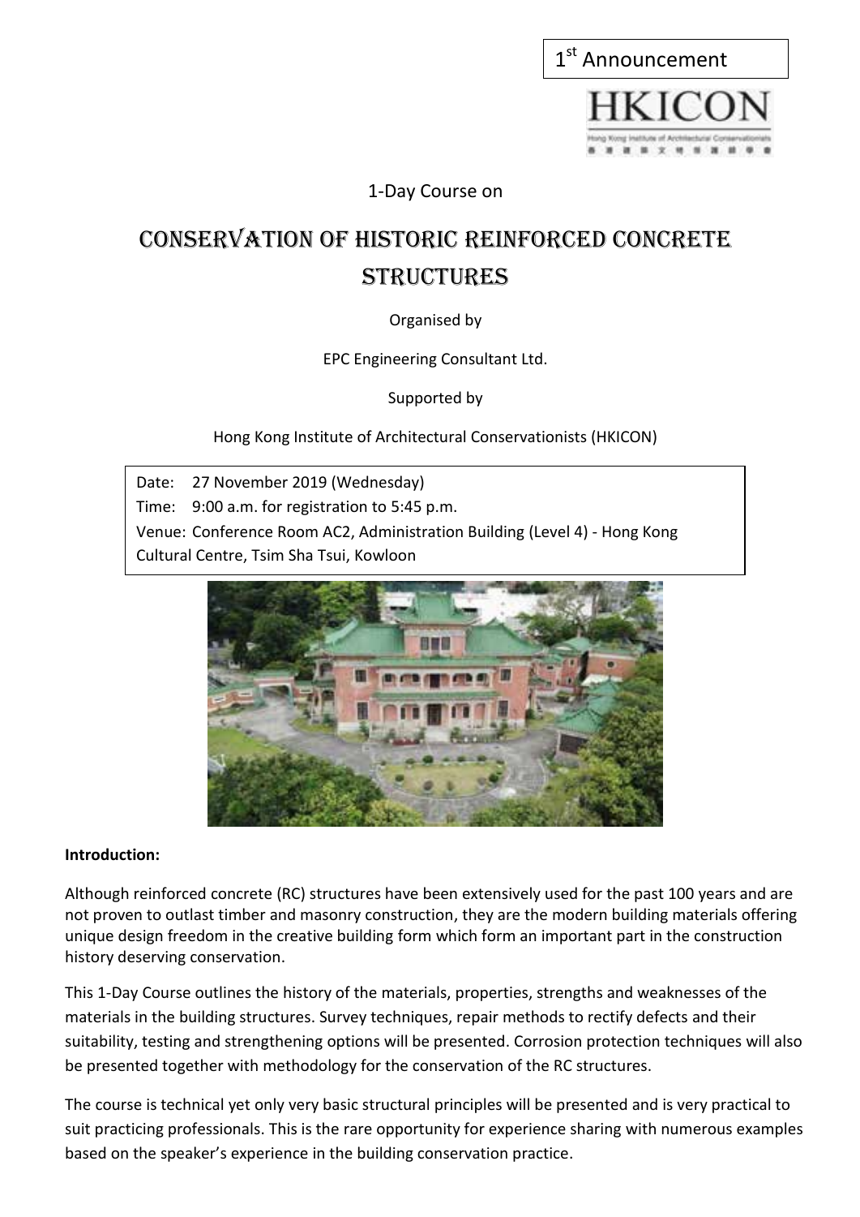1st Announcement

HKICON

1-Day Course on

# Conservation of Historic Reinforced Concrete Structures

Organised by

EPC Engineering Consultant Ltd.

Supported by

Hong Kong Institute of Architectural Conservationists (HKICON)

Date: 27 November 2019 (Wednesday)
Time: 9:00 a.m. for registration to 5:45 p.m.
Venue: Conference Room AC2, Administration Building (Level 4) - Hong Kong Cultural Centre, Tsim Sha Tsui, Kowloon

**Introduction:**

Although reinforced concrete (RC) structures have been extensively used for the past 100 years and are not proven to outlast timber and masonry construction, they are the modern building materials offering unique design freedom in the creative building form which form an important part in the construction history deserving conservation.

This 1-Day Course outlines the history of the materials, properties, strengths and weaknesses of the materials in the building structures. Survey techniques, repair methods to rectify defects and their suitability, testing and strengthening options will be presented. Corrosion protection techniques will also be presented together with methodology for the conservation of the RC structures.

The course is technical yet only very basic structural principles will be presented and is very practical to suit practicing professionals. This is the rare opportunity for experience sharing with numerous examples based on the speaker's experience in the building conservation practice.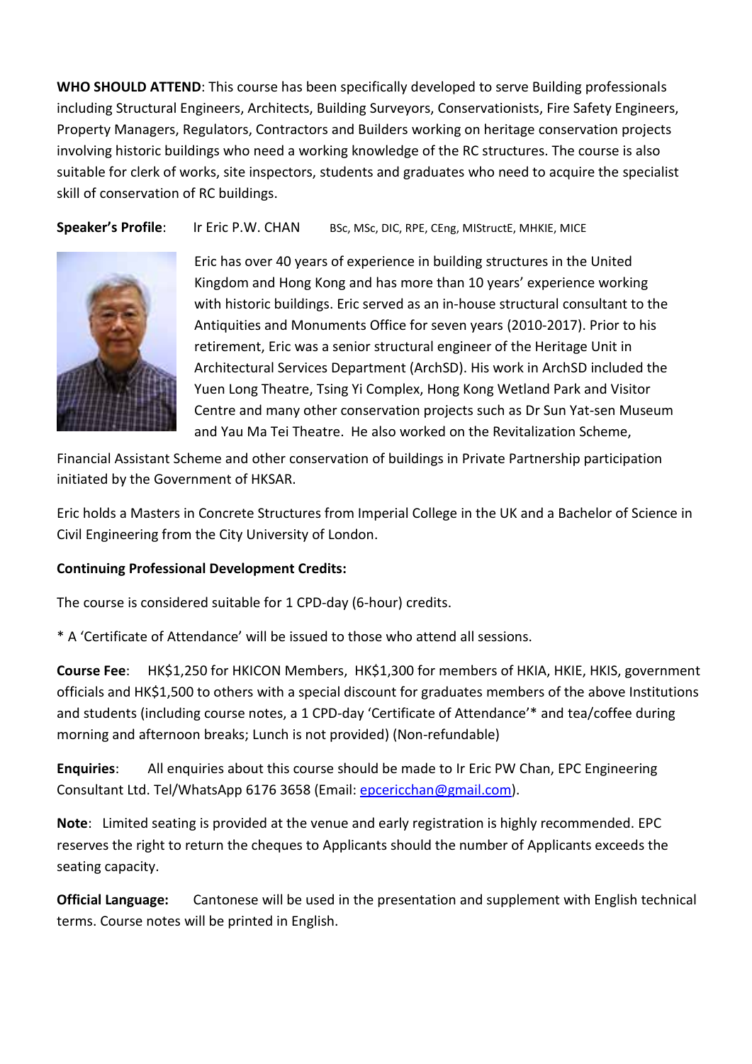**WHO SHOULD ATTEND**: This course has been specifically developed to serve Building professionals including Structural Engineers, Architects, Building Surveyors, Conservationists, Fire Safety Engineers, Property Managers, Regulators, Contractors and Builders working on heritage conservation projects involving historic buildings who need a working knowledge of the RC structures. The course is also suitable for clerk of works, site inspectors, students and graduates who need to acquire the specialist skill of conservation of RC buildings.

**Speaker's Profile**: Ir Eric P.W. CHAN BSc, MSc, DIC, RPE, CEng, MIStructE, MHKIE, MICE

Eric has over 40 years of experience in building structures in the United Kingdom and Hong Kong and has more than 10 years' experience working with historic buildings. Eric served as an in-house structural consultant to the Antiquities and Monuments Office for seven years (2010-2017). Prior to his retirement, Eric was a senior structural engineer of the Heritage Unit in Architectural Services Department (ArchSD). His work in ArchSD included the Yuen Long Theatre, Tsing Yi Complex, Hong Kong Wetland Park and Visitor Centre and many other conservation projects such as Dr Sun Yat-sen Museum and Yau Ma Tei Theatre. He also worked on the Revitalization Scheme, Financial Assistant Scheme and other conservation of buildings in Private Partnership participation initiated by the Government of HKSAR.

Eric holds a Masters in Concrete Structures from Imperial College in the UK and a Bachelor of Science in Civil Engineering from the City University of London.

**Continuing Professional Development Credits:**

The course is considered suitable for 1 CPD-day (6-hour) credits.

* A 'Certificate of Attendance' will be issued to those who attend all sessions.

**Course Fee**: HK$1,250 for HKICON Members, HK$1,300 for members of HKIA, HKIE, HKIS, government officials and HK$1,500 to others with a special discount for graduates members of the above Institutions and students (including course notes, a 1 CPD-day 'Certificate of Attendance'* and tea/coffee during morning and afternoon breaks; Lunch is not provided) (Non-refundable)

**Enquiries**: All enquiries about this course should be made to Ir Eric PW Chan, EPC Engineering Consultant Ltd. Tel/WhatsApp 6176 3658 (Email: epcericchan@gmail.com).

**Note**: Limited seating is provided at the venue and early registration is highly recommended. EPC reserves the right to return the cheques to Applicants should the number of Applicants exceeds the seating capacity.

**Official Language:** Cantonese will be used in the presentation and supplement with English technical terms. Course notes will be printed in English.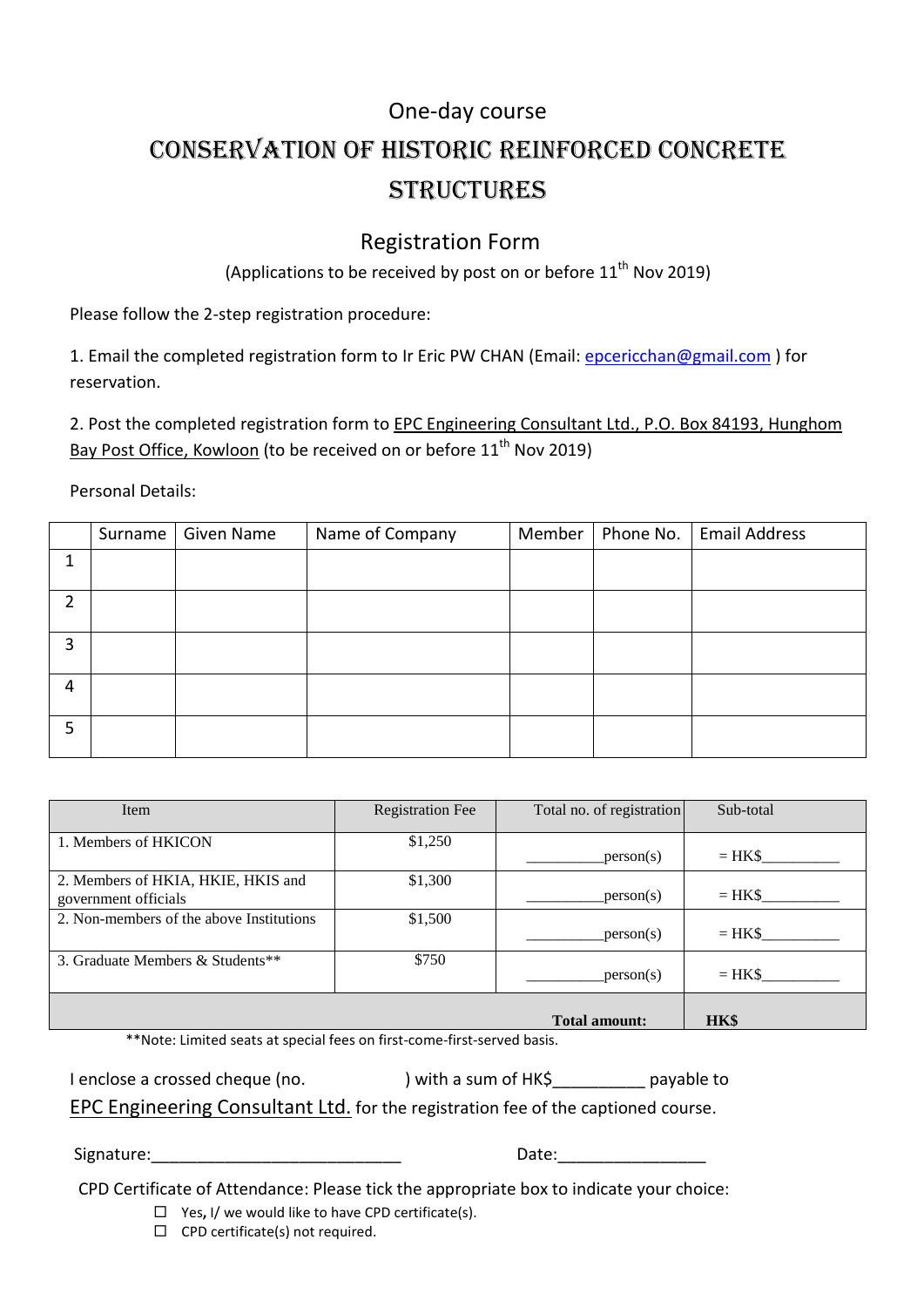One-day course

# CONSERVATION OF HISTORIC REINFORCED CONCRETE STRUCTURES

## Registration Form

(Applications to be received by post on or before 11th Nov 2019)

Please follow the 2-step registration procedure:

1. Email the completed registration form to Ir Eric PW CHAN (Email: epcericchan@gmail.com ) for reservation.

2. Post the completed registration form to EPC Engineering Consultant Ltd., P.O. Box 84193, Hunghom Bay Post Office, Kowloon (to be received on or before 11th Nov 2019)

Personal Details:

| | Surname | Given Name | Name of Company | Member | Phone No. | Email Address |
|---|---|---|---|---|---|---|
| 1 | | | | | | |
| 2 | | | | | | |
| 3 | | | | | | |
| 4 | | | | | | |
| 5 | | | | | | |

| Item | Registration Fee | Total no. of registration | Sub-total |
|---|---|---|---|
| 1. Members of HKICON | $1,250 | _________person(s) | = HK$_________ |
| 2. Members of HKIA, HKIE, HKIS and government officials | $1,300 | _________person(s) | = HK$_________ |
| 2. Non-members of the above Institutions | $1,500 | _________person(s) | = HK$_________ |
| 3. Graduate Members & Students** | $750 | _________person(s) | = HK$_________ |
| | | **Total amount:** | **HK$** |

**Note: Limited seats at special fees on first-come-first-served basis.

I enclose a crossed cheque (no. ) with a sum of HK$_________ payable to EPC Engineering Consultant Ltd. for the registration fee of the captioned course.

Signature:___________________________ Date:________________

CPD Certificate of Attendance: Please tick the appropriate box to indicate your choice:

- ☐ Yes, I/ we would like to have CPD certificate(s).
- ☐ CPD certificate(s) not required.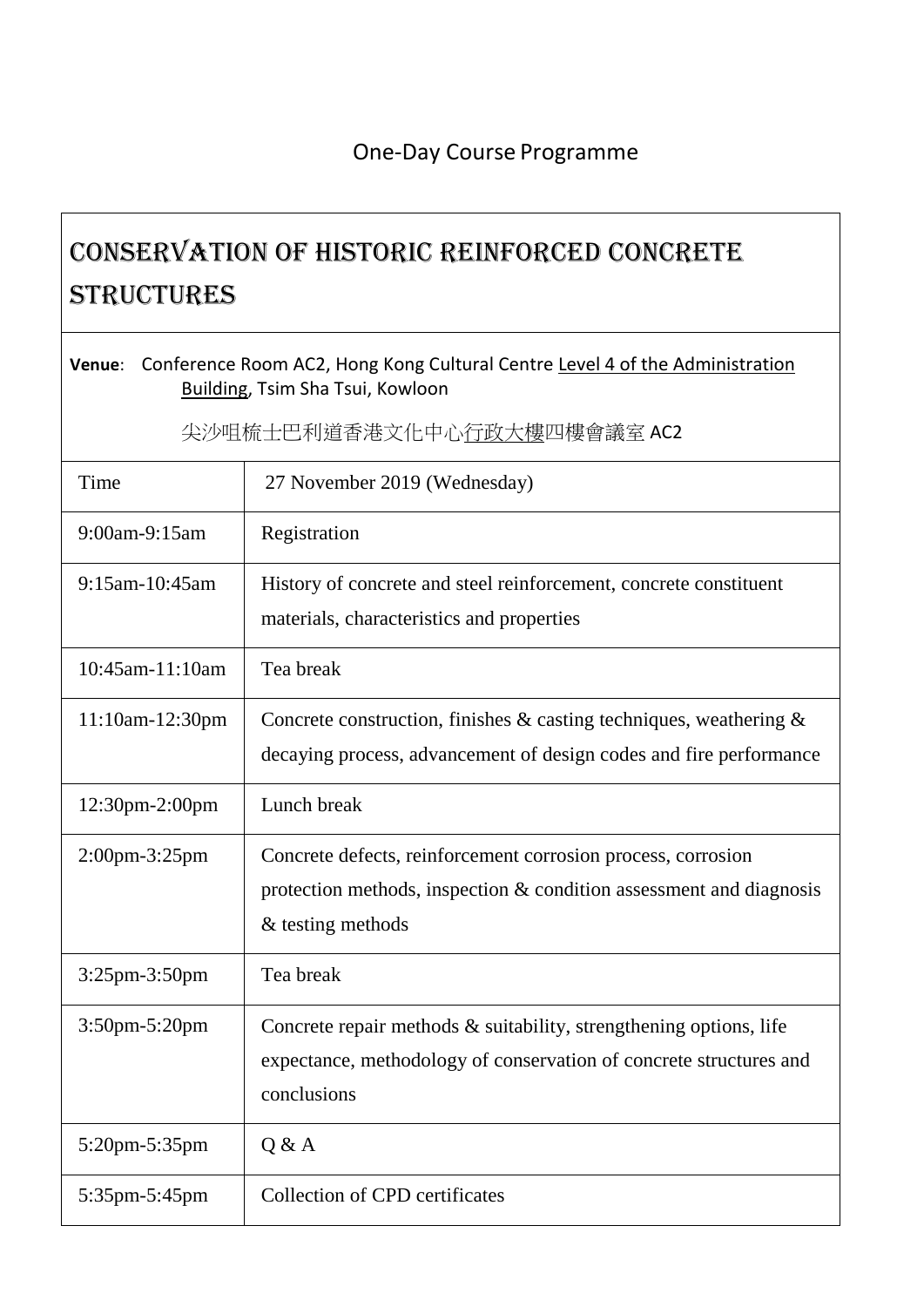One-Day Course Programme

# Conservation of Historic Reinforced Concrete Structures

**Venue**: Conference Room AC2, Hong Kong Cultural Centre Level 4 of the Administration Building, Tsim Sha Tsui, Kowloon

尖沙咀梳士巴利道香港文化中心行政大樓四樓會議室 AC2

| Time | 27 November 2019 (Wednesday) |
|---|---|
| 9:00am-9:15am | Registration |
| 9:15am-10:45am | History of concrete and steel reinforcement, concrete constituent materials, characteristics and properties |
| 10:45am-11:10am | Tea break |
| 11:10am-12:30pm | Concrete construction, finishes & casting techniques, weathering & decaying process, advancement of design codes and fire performance |
| 12:30pm-2:00pm | Lunch break |
| 2:00pm-3:25pm | Concrete defects, reinforcement corrosion process, corrosion protection methods, inspection & condition assessment and diagnosis & testing methods |
| 3:25pm-3:50pm | Tea break |
| 3:50pm-5:20pm | Concrete repair methods & suitability, strengthening options, life expectance, methodology of conservation of concrete structures and conclusions |
| 5:20pm-5:35pm | Q & A |
| 5:35pm-5:45pm | Collection of CPD certificates |